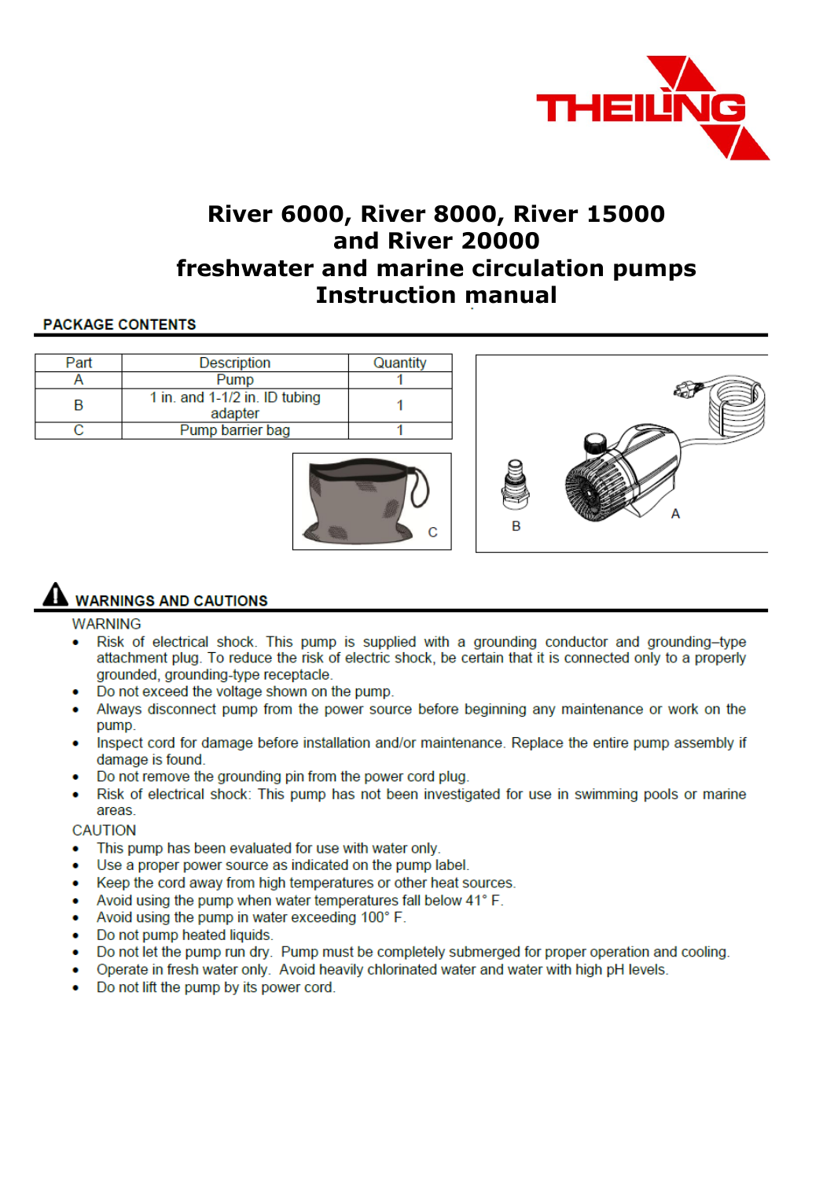# River 6000, River 8000, River 15000 and River 20000 freshwater and marine circulation pumps Instruction manual

## PACKAGE CONTENTS

| Part | Description | Quantity |
| --- | --- | --- |
| A | Pump | 1 |
| B | 1 in. and 1-1/2 in. ID tubing adapter | 1 |
| C | Pump barrier bag | 1 |

## WARNINGS AND CAUTIONS

WARNING

- Risk of electrical shock. This pump is supplied with a grounding conductor and grounding–type attachment plug. To reduce the risk of electric shock, be certain that it is connected only to a properly grounded, grounding-type receptacle.
- Do not exceed the voltage shown on the pump.
- Always disconnect pump from the power source before beginning any maintenance or work on the pump.
- Inspect cord for damage before installation and/or maintenance. Replace the entire pump assembly if damage is found.
- Do not remove the grounding pin from the power cord plug.
- Risk of electrical shock: This pump has not been investigated for use in swimming pools or marine areas.

CAUTION

- This pump has been evaluated for use with water only.
- Use a proper power source as indicated on the pump label.
- Keep the cord away from high temperatures or other heat sources.
- Avoid using the pump when water temperatures fall below 41° F.
- Avoid using the pump in water exceeding 100° F.
- Do not pump heated liquids.
- Do not let the pump run dry. Pump must be completely submerged for proper operation and cooling.
- Operate in fresh water only. Avoid heavily chlorinated water and water with high pH levels.
- Do not lift the pump by its power cord.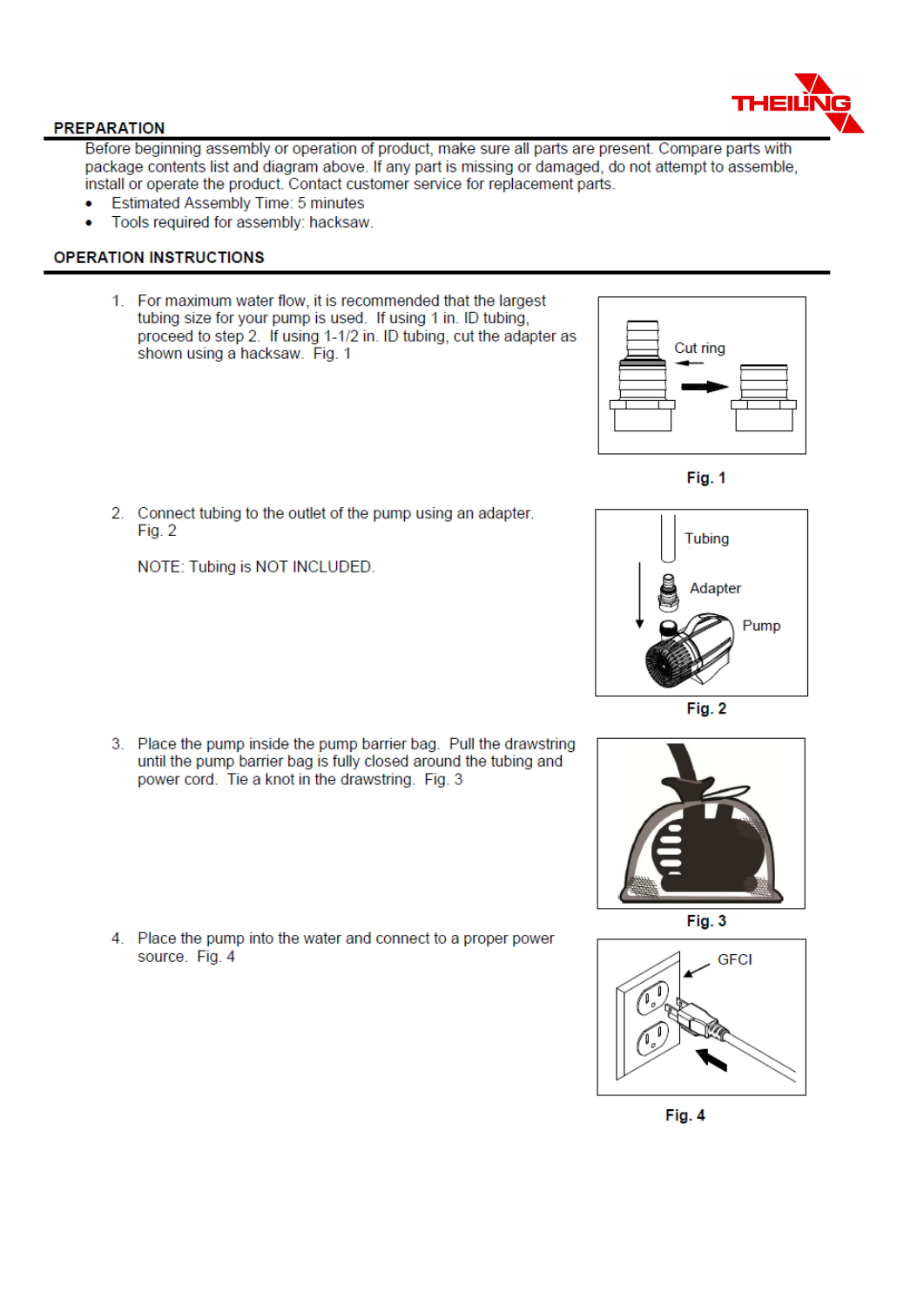## PREPARATION

Before beginning assembly or operation of product, make sure all parts are present. Compare parts with package contents list and diagram above. If any part is missing or damaged, do not attempt to assemble, install or operate the product. Contact customer service for replacement parts.

- Estimated Assembly Time: 5 minutes
- Tools required for assembly: hacksaw.

## OPERATION INSTRUCTIONS

1. For maximum water flow, it is recommended that the largest tubing size for your pump is used. If using 1 in. ID tubing, proceed to step 2. If using 1-1/2 in. ID tubing, cut the adapter as shown using a hacksaw. Fig. 1

Cut ring

**Fig. 1**

2. Connect tubing to the outlet of the pump using an adapter. Fig. 2

   NOTE: Tubing is NOT INCLUDED.

Tubing

Adapter

Pump

**Fig. 2**

3. Place the pump inside the pump barrier bag. Pull the drawstring until the pump barrier bag is fully closed around the tubing and power cord. Tie a knot in the drawstring. Fig. 3

**Fig. 3**

4. Place the pump into the water and connect to a proper power source. Fig. 4

GFCI

**Fig. 4**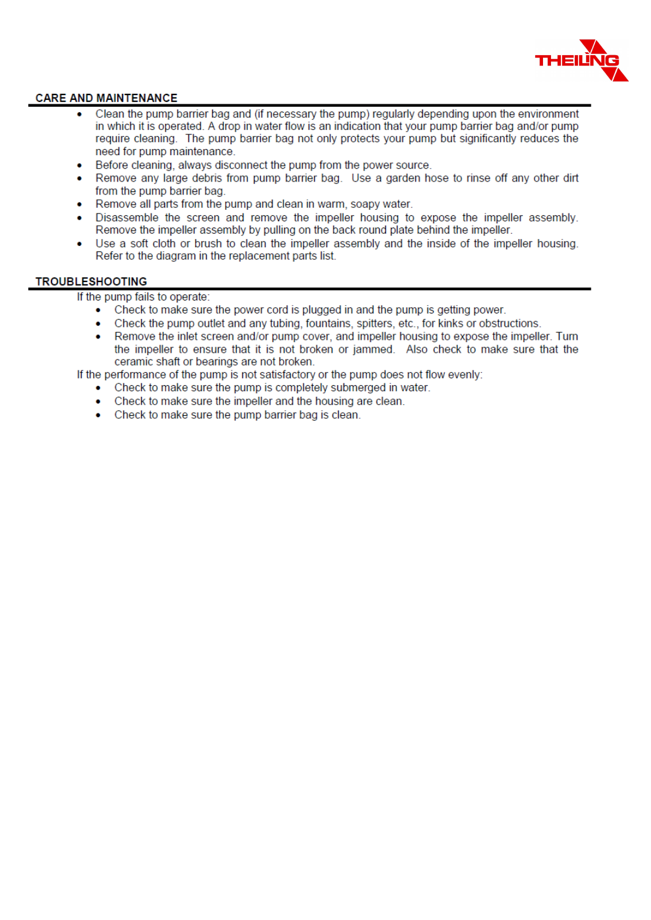## CARE AND MAINTENANCE

- Clean the pump barrier bag and (if necessary the pump) regularly depending upon the environment in which it is operated. A drop in water flow is an indication that your pump barrier bag and/or pump require cleaning. The pump barrier bag not only protects your pump but significantly reduces the need for pump maintenance.
- Before cleaning, always disconnect the pump from the power source.
- Remove any large debris from pump barrier bag. Use a garden hose to rinse off any other dirt from the pump barrier bag.
- Remove all parts from the pump and clean in warm, soapy water.
- Disassemble the screen and remove the impeller housing to expose the impeller assembly. Remove the impeller assembly by pulling on the back round plate behind the impeller.
- Use a soft cloth or brush to clean the impeller assembly and the inside of the impeller housing. Refer to the diagram in the replacement parts list.

## TROUBLESHOOTING

If the pump fails to operate:

- Check to make sure the power cord is plugged in and the pump is getting power.
- Check the pump outlet and any tubing, fountains, spitters, etc., for kinks or obstructions.
- Remove the inlet screen and/or pump cover, and impeller housing to expose the impeller. Turn the impeller to ensure that it is not broken or jammed. Also check to make sure that the ceramic shaft or bearings are not broken.

If the performance of the pump is not satisfactory or the pump does not flow evenly:

- Check to make sure the pump is completely submerged in water.
- Check to make sure the impeller and the housing are clean.
- Check to make sure the pump barrier bag is clean.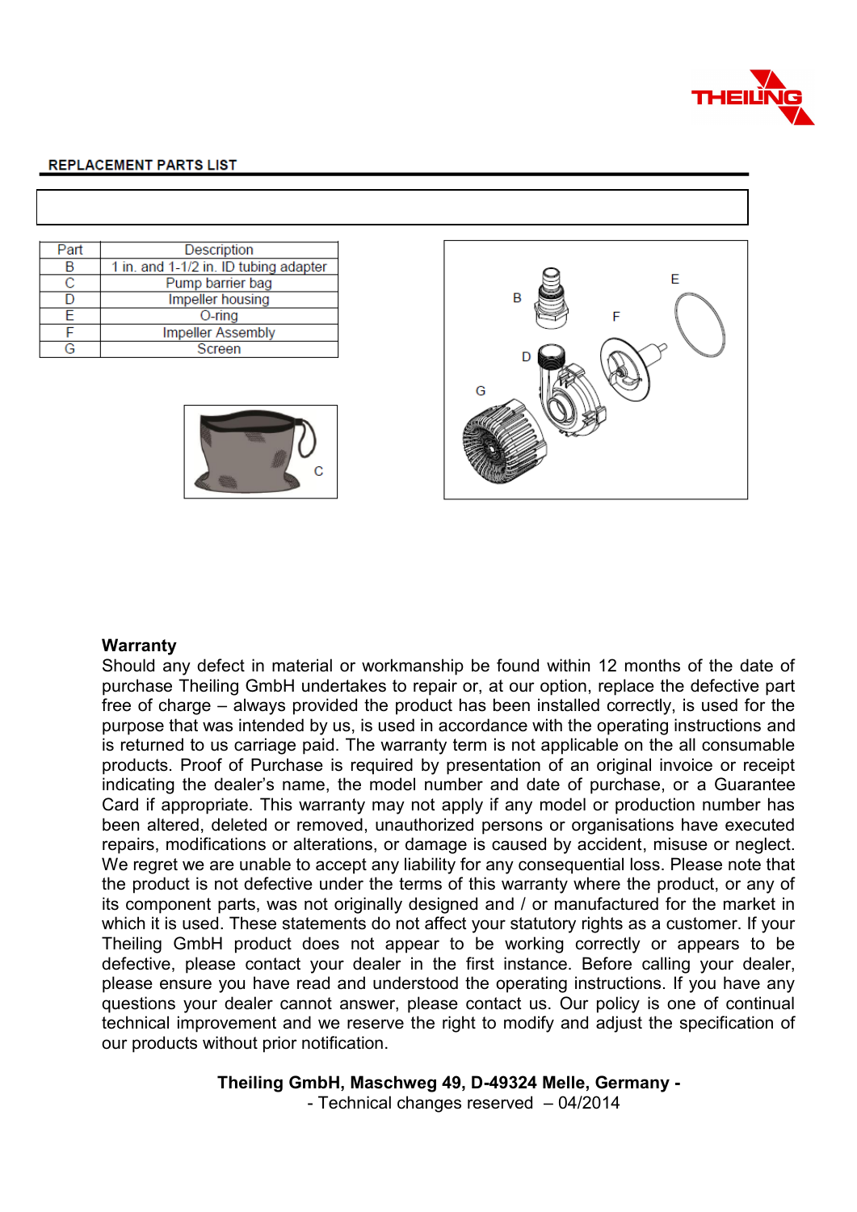## REPLACEMENT PARTS LIST

| Part | Description |
|---|---|
| B | 1 in. and 1-1/2 in. ID tubing adapter |
| C | Pump barrier bag |
| D | Impeller housing |
| E | O-ring |
| F | Impeller Assembly |
| G | Screen |

C

B
E
F
D
G

**Warranty**

Should any defect in material or workmanship be found within 12 months of the date of purchase Theiling GmbH undertakes to repair or, at our option, replace the defective part free of charge – always provided the product has been installed correctly, is used for the purpose that was intended by us, is used in accordance with the operating instructions and is returned to us carriage paid. The warranty term is not applicable on the all consumable products. Proof of Purchase is required by presentation of an original invoice or receipt indicating the dealer's name, the model number and date of purchase, or a Guarantee Card if appropriate. This warranty may not apply if any model or production number has been altered, deleted or removed, unauthorized persons or organisations have executed repairs, modifications or alterations, or damage is caused by accident, misuse or neglect. We regret we are unable to accept any liability for any consequential loss. Please note that the product is not defective under the terms of this warranty where the product, or any of its component parts, was not originally designed and / or manufactured for the market in which it is used. These statements do not affect your statutory rights as a customer. If your Theiling GmbH product does not appear to be working correctly or appears to be defective, please contact your dealer in the first instance. Before calling your dealer, please ensure you have read and understood the operating instructions. If you have any questions your dealer cannot answer, please contact us. Our policy is one of continual technical improvement and we reserve the right to modify and adjust the specification of our products without prior notification.

**Theiling GmbH, Maschweg 49, D-49324 Melle, Germany -**

- Technical changes reserved – 04/2014